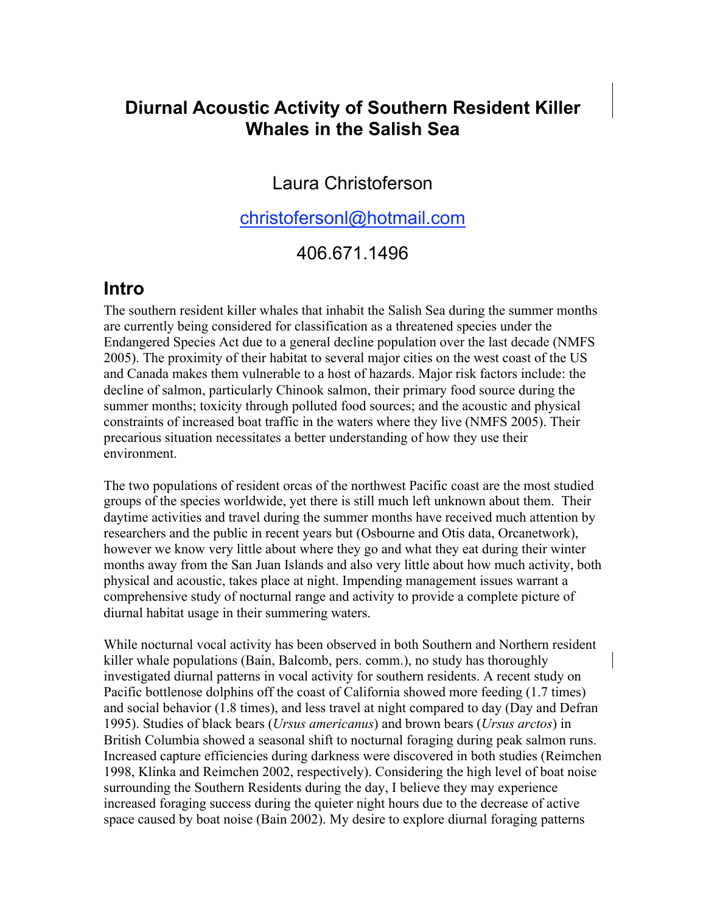# Diurnal Acoustic Activity of Southern Resident Killer Whales in the Salish Sea

Laura Christoferson

christofersonl@hotmail.com

406.671.1496

## Intro

The southern resident killer whales that inhabit the Salish Sea during the summer months are currently being considered for classification as a threatened species under the Endangered Species Act due to a general decline population over the last decade (NMFS 2005). The proximity of their habitat to several major cities on the west coast of the US and Canada makes them vulnerable to a host of hazards. Major risk factors include: the decline of salmon, particularly Chinook salmon, their primary food source during the summer months; toxicity through polluted food sources; and the acoustic and physical constraints of increased boat traffic in the waters where they live (NMFS 2005). Their precarious situation necessitates a better understanding of how they use their environment.

The two populations of resident orcas of the northwest Pacific coast are the most studied groups of the species worldwide, yet there is still much left unknown about them. Their daytime activities and travel during the summer months have received much attention by researchers and the public in recent years but (Osbourne and Otis data, Orcanetwork), however we know very little about where they go and what they eat during their winter months away from the San Juan Islands and also very little about how much activity, both physical and acoustic, takes place at night. Impending management issues warrant a comprehensive study of nocturnal range and activity to provide a complete picture of diurnal habitat usage in their summering waters.

While nocturnal vocal activity has been observed in both Southern and Northern resident killer whale populations (Bain, Balcomb, pers. comm.), no study has thoroughly investigated diurnal patterns in vocal activity for southern residents. A recent study on Pacific bottlenose dolphins off the coast of California showed more feeding (1.7 times) and social behavior (1.8 times), and less travel at night compared to day (Day and Defran 1995). Studies of black bears (*Ursus americanus*) and brown bears (*Ursus arctos*) in British Columbia showed a seasonal shift to nocturnal foraging during peak salmon runs. Increased capture efficiencies during darkness were discovered in both studies (Reimchen 1998, Klinka and Reimchen 2002, respectively). Considering the high level of boat noise surrounding the Southern Residents during the day, I believe they may experience increased foraging success during the quieter night hours due to the decrease of active space caused by boat noise (Bain 2002). My desire to explore diurnal foraging patterns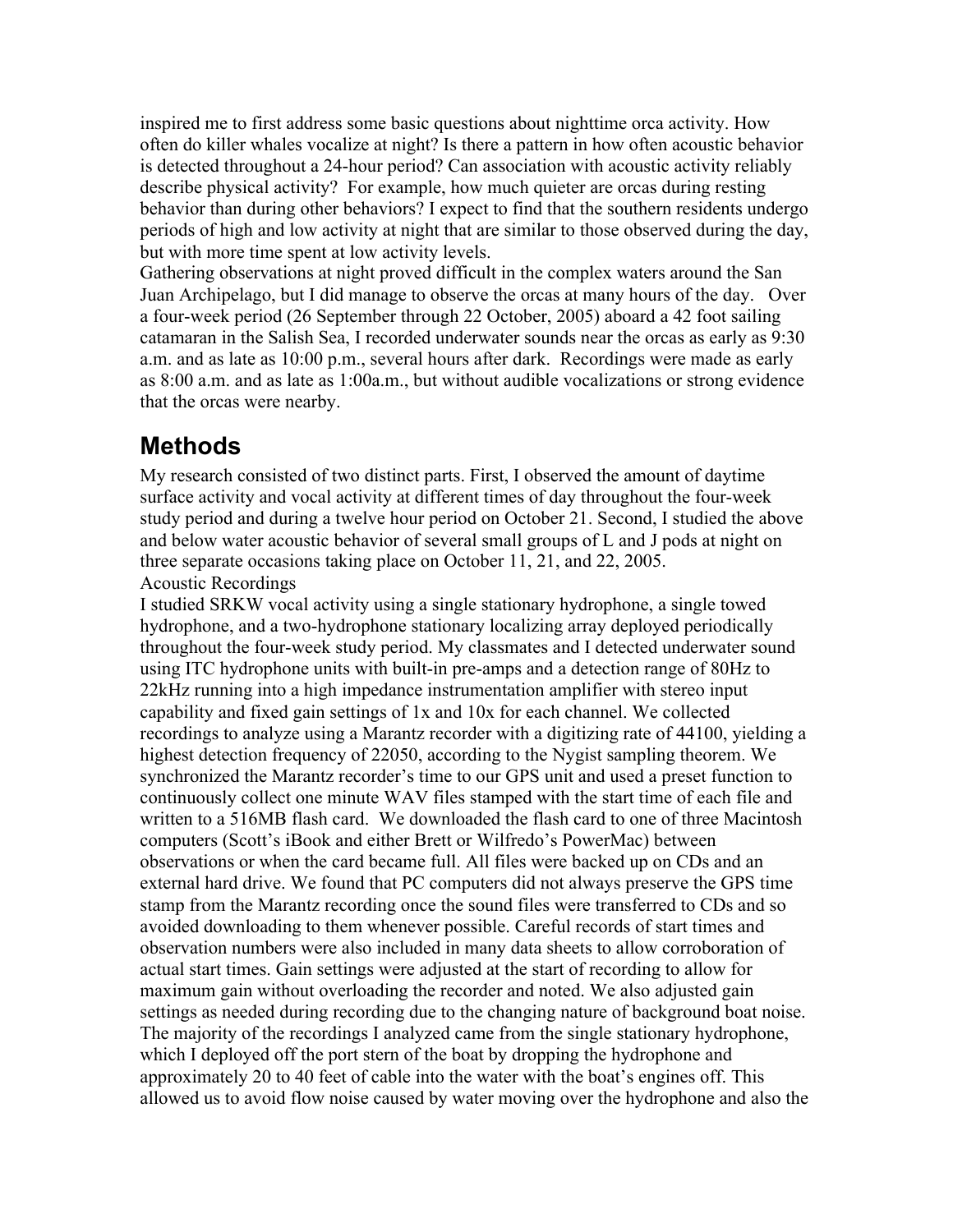inspired me to first address some basic questions about nighttime orca activity. How often do killer whales vocalize at night? Is there a pattern in how often acoustic behavior is detected throughout a 24-hour period? Can association with acoustic activity reliably describe physical activity? For example, how much quieter are orcas during resting behavior than during other behaviors? I expect to find that the southern residents undergo periods of high and low activity at night that are similar to those observed during the day, but with more time spent at low activity levels.

Gathering observations at night proved difficult in the complex waters around the San Juan Archipelago, but I did manage to observe the orcas at many hours of the day. Over a four-week period (26 September through 22 October, 2005) aboard a 42 foot sailing catamaran in the Salish Sea, I recorded underwater sounds near the orcas as early as 9:30 a.m. and as late as 10:00 p.m., several hours after dark. Recordings were made as early as 8:00 a.m. and as late as 1:00a.m., but without audible vocalizations or strong evidence that the orcas were nearby.

## Methods

My research consisted of two distinct parts. First, I observed the amount of daytime surface activity and vocal activity at different times of day throughout the four-week study period and during a twelve hour period on October 21. Second, I studied the above and below water acoustic behavior of several small groups of L and J pods at night on three separate occasions taking place on October 11, 21, and 22, 2005.

Acoustic Recordings

I studied SRKW vocal activity using a single stationary hydrophone, a single towed hydrophone, and a two-hydrophone stationary localizing array deployed periodically throughout the four-week study period. My classmates and I detected underwater sound using ITC hydrophone units with built-in pre-amps and a detection range of 80Hz to 22kHz running into a high impedance instrumentation amplifier with stereo input capability and fixed gain settings of 1x and 10x for each channel. We collected recordings to analyze using a Marantz recorder with a digitizing rate of 44100, yielding a highest detection frequency of 22050, according to the Nygist sampling theorem. We synchronized the Marantz recorder's time to our GPS unit and used a preset function to continuously collect one minute WAV files stamped with the start time of each file and written to a 516MB flash card. We downloaded the flash card to one of three Macintosh computers (Scott's iBook and either Brett or Wilfredo's PowerMac) between observations or when the card became full. All files were backed up on CDs and an external hard drive. We found that PC computers did not always preserve the GPS time stamp from the Marantz recording once the sound files were transferred to CDs and so avoided downloading to them whenever possible. Careful records of start times and observation numbers were also included in many data sheets to allow corroboration of actual start times. Gain settings were adjusted at the start of recording to allow for maximum gain without overloading the recorder and noted. We also adjusted gain settings as needed during recording due to the changing nature of background boat noise. The majority of the recordings I analyzed came from the single stationary hydrophone, which I deployed off the port stern of the boat by dropping the hydrophone and approximately 20 to 40 feet of cable into the water with the boat's engines off. This allowed us to avoid flow noise caused by water moving over the hydrophone and also the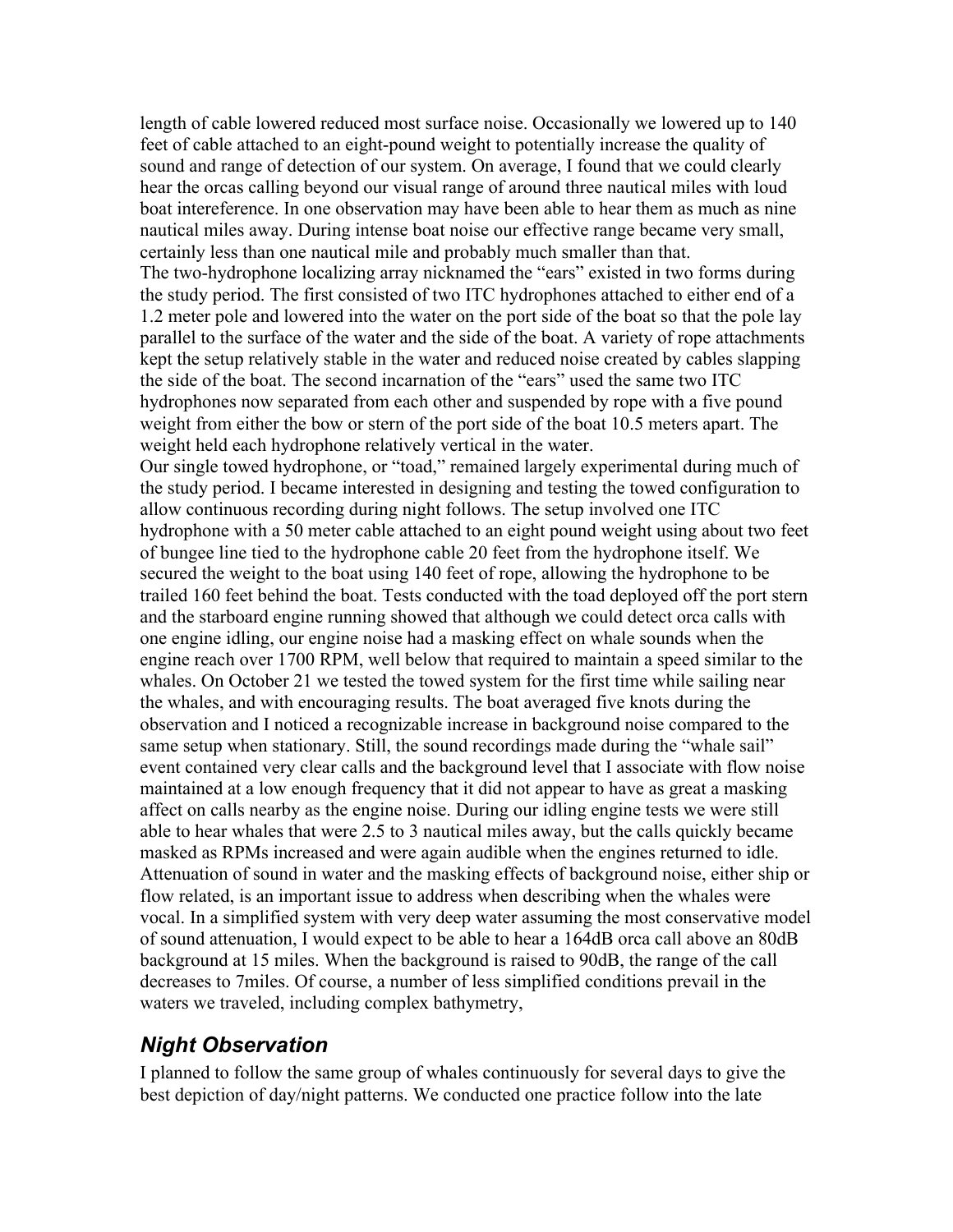length of cable lowered reduced most surface noise. Occasionally we lowered up to 140 feet of cable attached to an eight-pound weight to potentially increase the quality of sound and range of detection of our system. On average, I found that we could clearly hear the orcas calling beyond our visual range of around three nautical miles with loud boat intereference. In one observation may have been able to hear them as much as nine nautical miles away. During intense boat noise our effective range became very small, certainly less than one nautical mile and probably much smaller than that.

The two-hydrophone localizing array nicknamed the "ears" existed in two forms during the study period. The first consisted of two ITC hydrophones attached to either end of a 1.2 meter pole and lowered into the water on the port side of the boat so that the pole lay parallel to the surface of the water and the side of the boat. A variety of rope attachments kept the setup relatively stable in the water and reduced noise created by cables slapping the side of the boat. The second incarnation of the "ears" used the same two ITC hydrophones now separated from each other and suspended by rope with a five pound weight from either the bow or stern of the port side of the boat 10.5 meters apart. The weight held each hydrophone relatively vertical in the water.

Our single towed hydrophone, or "toad," remained largely experimental during much of the study period. I became interested in designing and testing the towed configuration to allow continuous recording during night follows. The setup involved one ITC hydrophone with a 50 meter cable attached to an eight pound weight using about two feet of bungee line tied to the hydrophone cable 20 feet from the hydrophone itself. We secured the weight to the boat using 140 feet of rope, allowing the hydrophone to be trailed 160 feet behind the boat. Tests conducted with the toad deployed off the port stern and the starboard engine running showed that although we could detect orca calls with one engine idling, our engine noise had a masking effect on whale sounds when the engine reach over 1700 RPM, well below that required to maintain a speed similar to the whales. On October 21 we tested the towed system for the first time while sailing near the whales, and with encouraging results. The boat averaged five knots during the observation and I noticed a recognizable increase in background noise compared to the same setup when stationary. Still, the sound recordings made during the "whale sail" event contained very clear calls and the background level that I associate with flow noise maintained at a low enough frequency that it did not appear to have as great a masking affect on calls nearby as the engine noise. During our idling engine tests we were still able to hear whales that were 2.5 to 3 nautical miles away, but the calls quickly became masked as RPMs increased and were again audible when the engines returned to idle. Attenuation of sound in water and the masking effects of background noise, either ship or flow related, is an important issue to address when describing when the whales were vocal. In a simplified system with very deep water assuming the most conservative model of sound attenuation, I would expect to be able to hear a 164dB orca call above an 80dB background at 15 miles. When the background is raised to 90dB, the range of the call decreases to 7miles. Of course, a number of less simplified conditions prevail in the waters we traveled, including complex bathymetry,

## *Night Observation*

I planned to follow the same group of whales continuously for several days to give the best depiction of day/night patterns. We conducted one practice follow into the late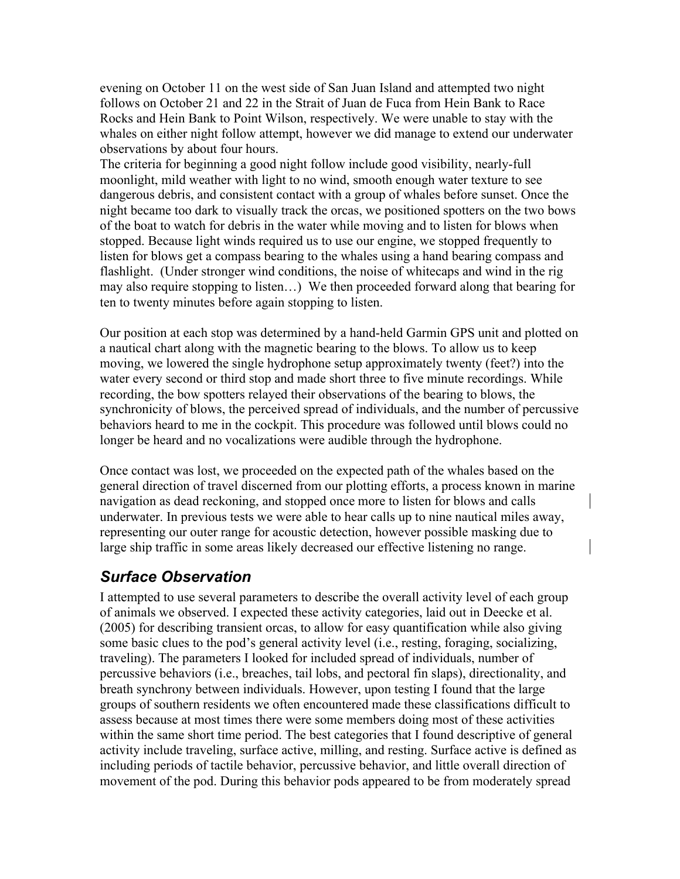evening on October 11 on the west side of San Juan Island and attempted two night follows on October 21 and 22 in the Strait of Juan de Fuca from Hein Bank to Race Rocks and Hein Bank to Point Wilson, respectively. We were unable to stay with the whales on either night follow attempt, however we did manage to extend our underwater observations by about four hours.
The criteria for beginning a good night follow include good visibility, nearly-full moonlight, mild weather with light to no wind, smooth enough water texture to see dangerous debris, and consistent contact with a group of whales before sunset. Once the night became too dark to visually track the orcas, we positioned spotters on the two bows of the boat to watch for debris in the water while moving and to listen for blows when stopped. Because light winds required us to use our engine, we stopped frequently to listen for blows get a compass bearing to the whales using a hand bearing compass and flashlight. (Under stronger wind conditions, the noise of whitecaps and wind in the rig may also require stopping to listen…) We then proceeded forward along that bearing for ten to twenty minutes before again stopping to listen.

Our position at each stop was determined by a hand-held Garmin GPS unit and plotted on a nautical chart along with the magnetic bearing to the blows. To allow us to keep moving, we lowered the single hydrophone setup approximately twenty (feet?) into the water every second or third stop and made short three to five minute recordings. While recording, the bow spotters relayed their observations of the bearing to blows, the synchronicity of blows, the perceived spread of individuals, and the number of percussive behaviors heard to me in the cockpit. This procedure was followed until blows could no longer be heard and no vocalizations were audible through the hydrophone.

Once contact was lost, we proceeded on the expected path of the whales based on the general direction of travel discerned from our plotting efforts, a process known in marine navigation as dead reckoning, and stopped once more to listen for blows and calls underwater. In previous tests we were able to hear calls up to nine nautical miles away, representing our outer range for acoustic detection, however possible masking due to large ship traffic in some areas likely decreased our effective listening no range.

## *Surface Observation*

I attempted to use several parameters to describe the overall activity level of each group of animals we observed. I expected these activity categories, laid out in Deecke et al. (2005) for describing transient orcas, to allow for easy quantification while also giving some basic clues to the pod's general activity level (i.e., resting, foraging, socializing, traveling). The parameters I looked for included spread of individuals, number of percussive behaviors (i.e., breaches, tail lobs, and pectoral fin slaps), directionality, and breath synchrony between individuals. However, upon testing I found that the large groups of southern residents we often encountered made these classifications difficult to assess because at most times there were some members doing most of these activities within the same short time period. The best categories that I found descriptive of general activity include traveling, surface active, milling, and resting. Surface active is defined as including periods of tactile behavior, percussive behavior, and little overall direction of movement of the pod. During this behavior pods appeared to be from moderately spread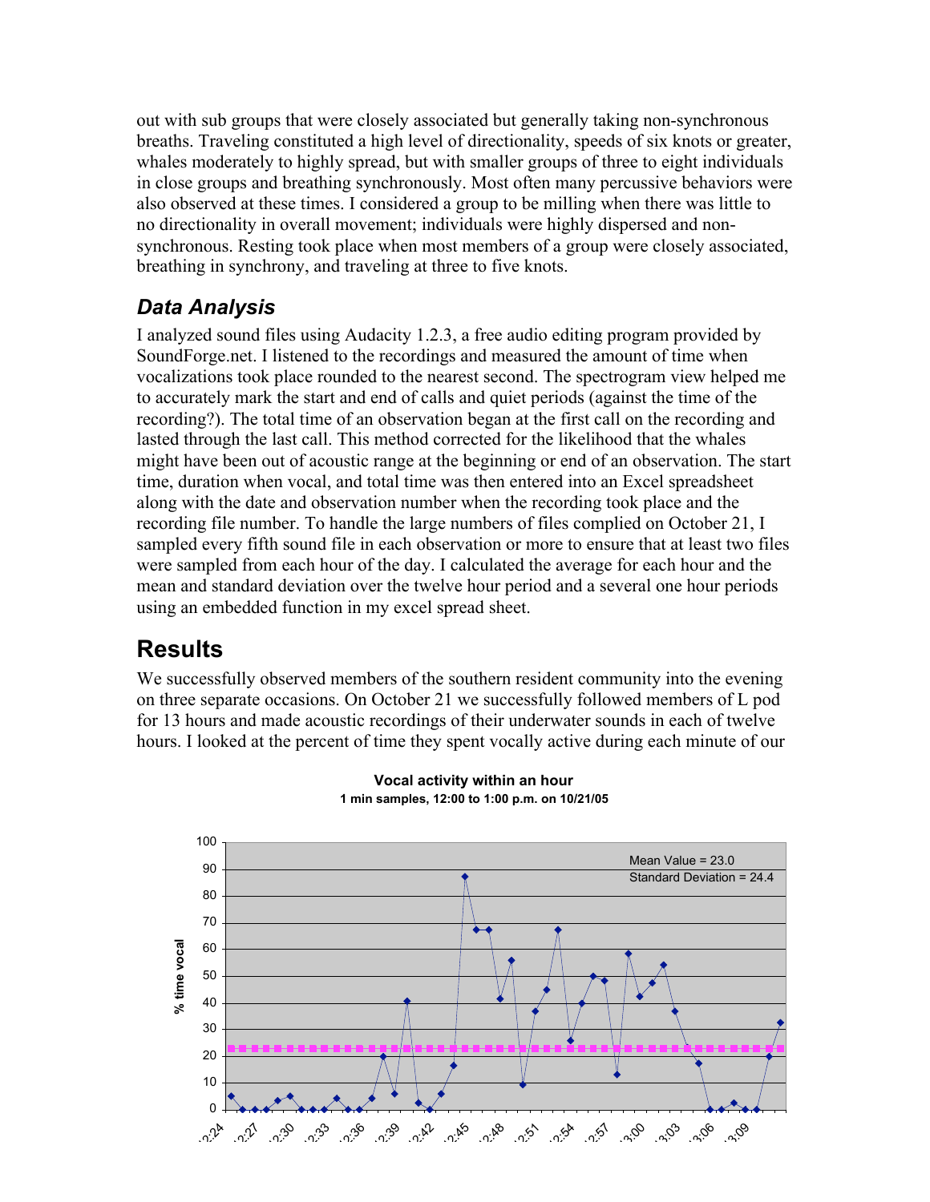out with sub groups that were closely associated but generally taking non-synchronous breaths. Traveling constituted a high level of directionality, speeds of six knots or greater, whales moderately to highly spread, but with smaller groups of three to eight individuals in close groups and breathing synchronously. Most often many percussive behaviors were also observed at these times. I considered a group to be milling when there was little to no directionality in overall movement; individuals were highly dispersed and non-synchronous. Resting took place when most members of a group were closely associated, breathing in synchrony, and traveling at three to five knots.

### *Data Analysis*

I analyzed sound files using Audacity 1.2.3, a free audio editing program provided by SoundForge.net. I listened to the recordings and measured the amount of time when vocalizations took place rounded to the nearest second. The spectrogram view helped me to accurately mark the start and end of calls and quiet periods (against the time of the recording?). The total time of an observation began at the first call on the recording and lasted through the last call. This method corrected for the likelihood that the whales might have been out of acoustic range at the beginning or end of an observation. The start time, duration when vocal, and total time was then entered into an Excel spreadsheet along with the date and observation number when the recording took place and the recording file number. To handle the large numbers of files complied on October 21, I sampled every fifth sound file in each observation or more to ensure that at least two files were sampled from each hour of the day. I calculated the average for each hour and the mean and standard deviation over the twelve hour period and a several one hour periods using an embedded function in my excel spread sheet.

## Results

We successfully observed members of the southern resident community into the evening on three separate occasions. On October 21 we successfully followed members of L pod for 13 hours and made acoustic recordings of their underwater sounds in each of twelve hours. I looked at the percent of time they spent vocally active during each minute of our

**Vocal activity within an hour**
**1 min samples, 12:00 to 1:00 p.m. on 10/21/05**

Mean Value = 23.0
Standard Deviation = 24.4

% time vocal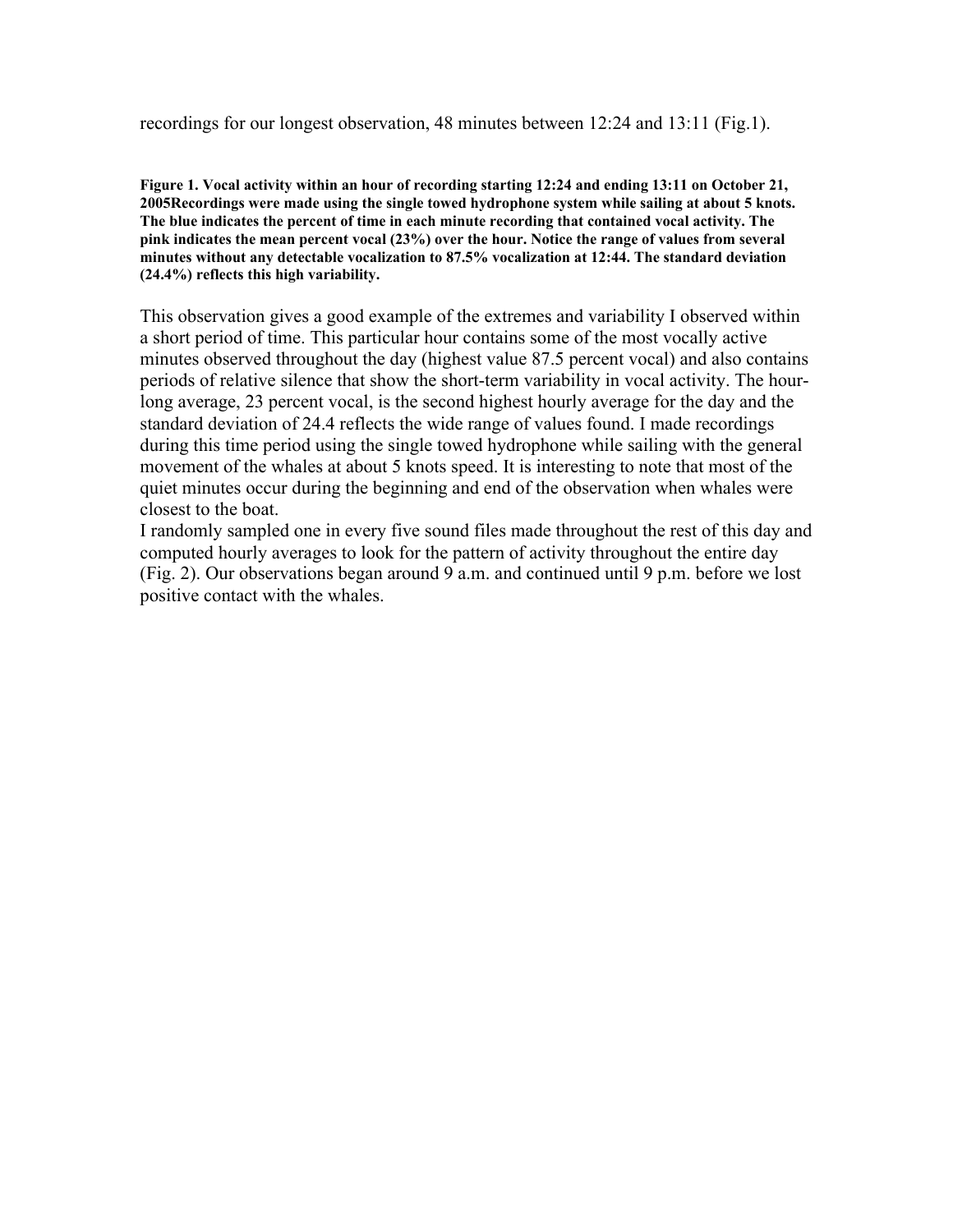recordings for our longest observation, 48 minutes between 12:24 and 13:11 (Fig.1).

**Figure 1. Vocal activity within an hour of recording starting 12:24 and ending 13:11 on October 21, 2005Recordings were made using the single towed hydrophone system while sailing at about 5 knots. The blue indicates the percent of time in each minute recording that contained vocal activity. The pink indicates the mean percent vocal (23%) over the hour. Notice the range of values from several minutes without any detectable vocalization to 87.5% vocalization at 12:44. The standard deviation (24.4%) reflects this high variability.**

This observation gives a good example of the extremes and variability I observed within a short period of time. This particular hour contains some of the most vocally active minutes observed throughout the day (highest value 87.5 percent vocal) and also contains periods of relative silence that show the short-term variability in vocal activity. The hour-long average, 23 percent vocal, is the second highest hourly average for the day and the standard deviation of 24.4 reflects the wide range of values found. I made recordings during this time period using the single towed hydrophone while sailing with the general movement of the whales at about 5 knots speed. It is interesting to note that most of the quiet minutes occur during the beginning and end of the observation when whales were closest to the boat.

I randomly sampled one in every five sound files made throughout the rest of this day and computed hourly averages to look for the pattern of activity throughout the entire day (Fig. 2). Our observations began around 9 a.m. and continued until 9 p.m. before we lost positive contact with the whales.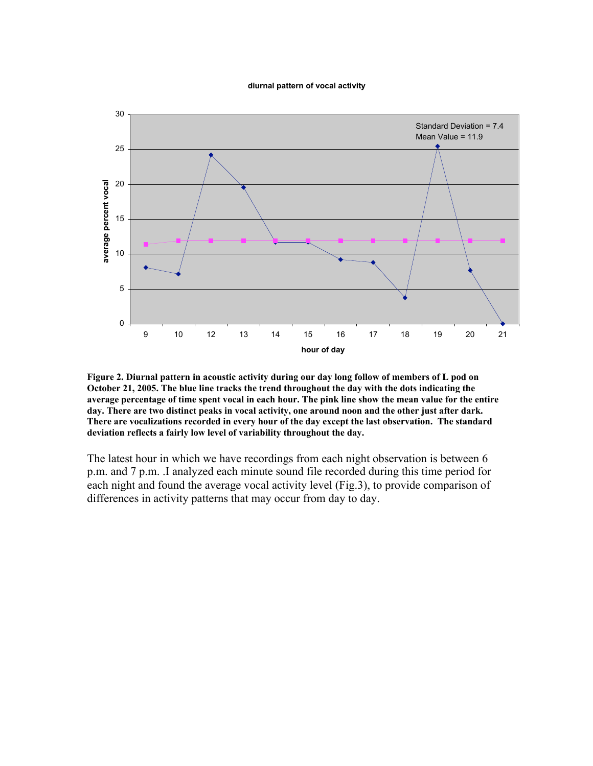**Figure 2. Diurnal pattern in acoustic activity during our day long follow of members of L pod on October 21, 2005. The blue line tracks the trend throughout the day with the dots indicating the average percentage of time spent vocal in each hour. The pink line show the mean value for the entire day. There are two distinct peaks in vocal activity, one around noon and the other just after dark. There are vocalizations recorded in every hour of the day except the last observation. The standard deviation reflects a fairly low level of variability throughout the day.**

The latest hour in which we have recordings from each night observation is between 6 p.m. and 7 p.m. .I analyzed each minute sound file recorded during this time period for each night and found the average vocal activity level (Fig.3), to provide comparison of differences in activity patterns that may occur from day to day.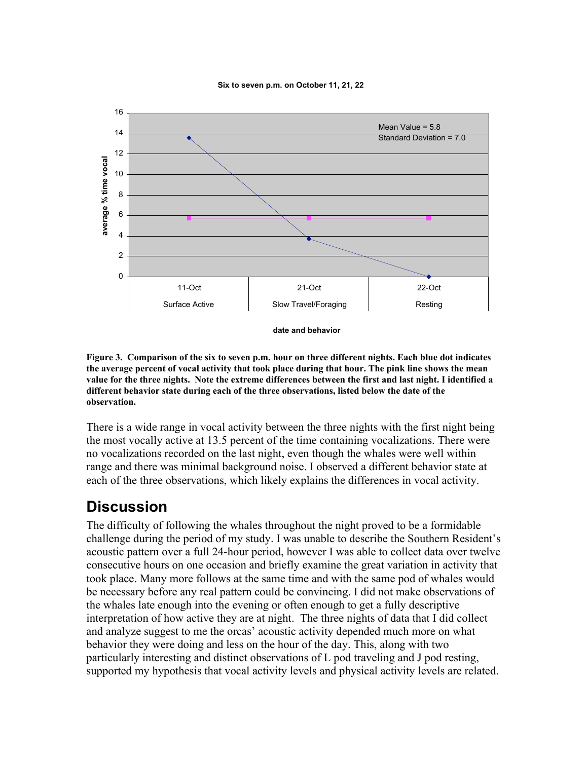**Figure 3. Comparison of the six to seven p.m. hour on three different nights. Each blue dot indicates the average percent of vocal activity that took place during that hour. The pink line shows the mean value for the three nights. Note the extreme differences between the first and last night. I identified a different behavior state during each of the three observations, listed below the date of the observation.**

There is a wide range in vocal activity between the three nights with the first night being the most vocally active at 13.5 percent of the time containing vocalizations. There were no vocalizations recorded on the last night, even though the whales were well within range and there was minimal background noise. I observed a different behavior state at each of the three observations, which likely explains the differences in vocal activity.

## Discussion

The difficulty of following the whales throughout the night proved to be a formidable challenge during the period of my study. I was unable to describe the Southern Resident's acoustic pattern over a full 24-hour period, however I was able to collect data over twelve consecutive hours on one occasion and briefly examine the great variation in activity that took place. Many more follows at the same time and with the same pod of whales would be necessary before any real pattern could be convincing. I did not make observations of the whales late enough into the evening or often enough to get a fully descriptive interpretation of how active they are at night. The three nights of data that I did collect and analyze suggest to me the orcas' acoustic activity depended much more on what behavior they were doing and less on the hour of the day. This, along with two particularly interesting and distinct observations of L pod traveling and J pod resting, supported my hypothesis that vocal activity levels and physical activity levels are related.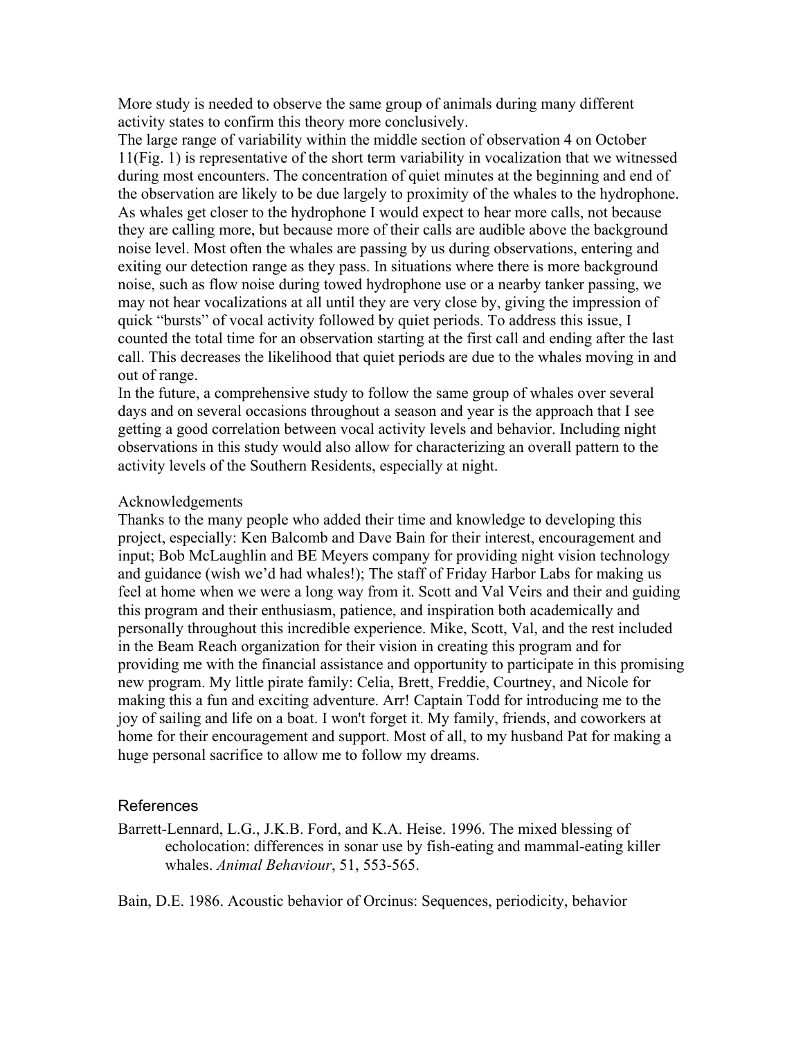More study is needed to observe the same group of animals during many different activity states to confirm this theory more conclusively.

The large range of variability within the middle section of observation 4 on October 11(Fig. 1) is representative of the short term variability in vocalization that we witnessed during most encounters. The concentration of quiet minutes at the beginning and end of the observation are likely to be due largely to proximity of the whales to the hydrophone. As whales get closer to the hydrophone I would expect to hear more calls, not because they are calling more, but because more of their calls are audible above the background noise level. Most often the whales are passing by us during observations, entering and exiting our detection range as they pass. In situations where there is more background noise, such as flow noise during towed hydrophone use or a nearby tanker passing, we may not hear vocalizations at all until they are very close by, giving the impression of quick "bursts" of vocal activity followed by quiet periods. To address this issue, I counted the total time for an observation starting at the first call and ending after the last call. This decreases the likelihood that quiet periods are due to the whales moving in and out of range.

In the future, a comprehensive study to follow the same group of whales over several days and on several occasions throughout a season and year is the approach that I see getting a good correlation between vocal activity levels and behavior. Including night observations in this study would also allow for characterizing an overall pattern to the activity levels of the Southern Residents, especially at night.

Acknowledgements

Thanks to the many people who added their time and knowledge to developing this project, especially: Ken Balcomb and Dave Bain for their interest, encouragement and input; Bob McLaughlin and BE Meyers company for providing night vision technology and guidance (wish we'd had whales!); The staff of Friday Harbor Labs for making us feel at home when we were a long way from it. Scott and Val Veirs and their and guiding this program and their enthusiasm, patience, and inspiration both academically and personally throughout this incredible experience. Mike, Scott, Val, and the rest included in the Beam Reach organization for their vision in creating this program and for providing me with the financial assistance and opportunity to participate in this promising new program. My little pirate family: Celia, Brett, Freddie, Courtney, and Nicole for making this a fun and exciting adventure. Arr! Captain Todd for introducing me to the joy of sailing and life on a boat. I won't forget it. My family, friends, and coworkers at home for their encouragement and support. Most of all, to my husband Pat for making a huge personal sacrifice to allow me to follow my dreams.

## References

Barrett-Lennard, L.G., J.K.B. Ford, and K.A. Heise. 1996. The mixed blessing of echolocation: differences in sonar use by fish-eating and mammal-eating killer whales. *Animal Behaviour*, 51, 553-565.

Bain, D.E. 1986. Acoustic behavior of Orcinus: Sequences, periodicity, behavior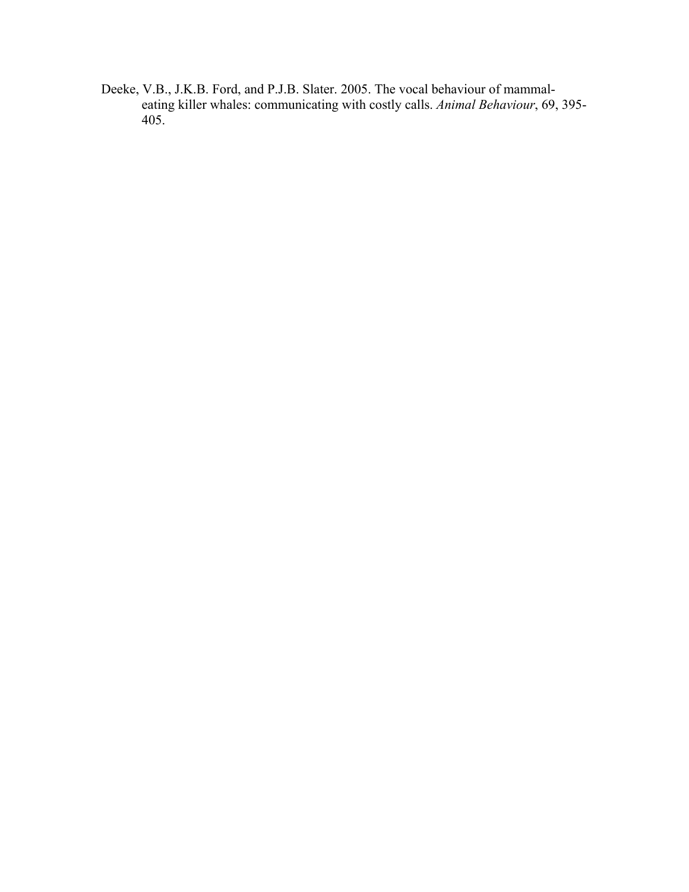Deeke, V.B., J.K.B. Ford, and P.J.B. Slater. 2005. The vocal behaviour of mammal-eating killer whales: communicating with costly calls. *Animal Behaviour*, 69, 395-405.